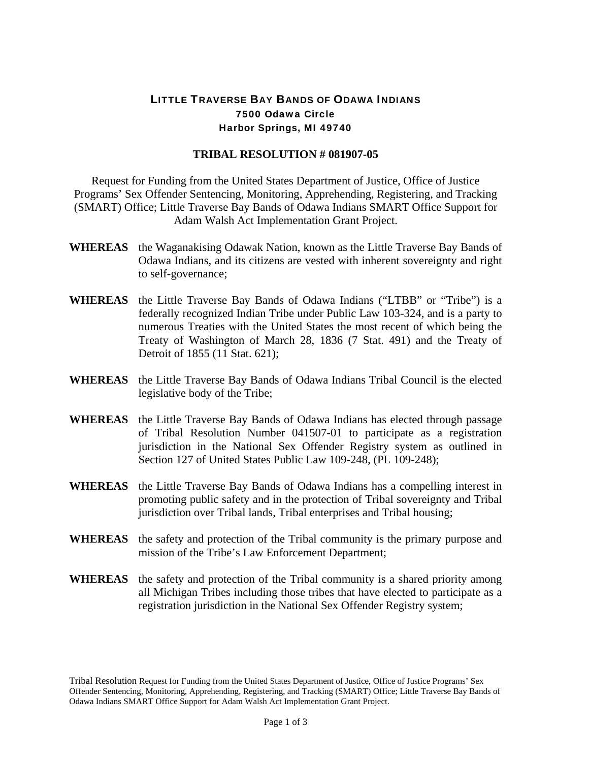**LITTLE TRAVERSE BAY BANDS OF ODAWA INDIANS**
**7500 Odawa Circle**
**Harbor Springs, MI 49740**

# TRIBAL RESOLUTION # 081907-05

Request for Funding from the United States Department of Justice, Office of Justice Programs' Sex Offender Sentencing, Monitoring, Apprehending, Registering, and Tracking (SMART) Office; Little Traverse Bay Bands of Odawa Indians SMART Office Support for Adam Walsh Act Implementation Grant Project.

**WHEREAS** the Waganakising Odawak Nation, known as the Little Traverse Bay Bands of Odawa Indians, and its citizens are vested with inherent sovereignty and right to self-governance;

**WHEREAS** the Little Traverse Bay Bands of Odawa Indians ("LTBB" or "Tribe") is a federally recognized Indian Tribe under Public Law 103-324, and is a party to numerous Treaties with the United States the most recent of which being the Treaty of Washington of March 28, 1836 (7 Stat. 491) and the Treaty of Detroit of 1855 (11 Stat. 621);

**WHEREAS** the Little Traverse Bay Bands of Odawa Indians Tribal Council is the elected legislative body of the Tribe;

**WHEREAS** the Little Traverse Bay Bands of Odawa Indians has elected through passage of Tribal Resolution Number 041507-01 to participate as a registration jurisdiction in the National Sex Offender Registry system as outlined in Section 127 of United States Public Law 109-248, (PL 109-248);

**WHEREAS** the Little Traverse Bay Bands of Odawa Indians has a compelling interest in promoting public safety and in the protection of Tribal sovereignty and Tribal jurisdiction over Tribal lands, Tribal enterprises and Tribal housing;

**WHEREAS** the safety and protection of the Tribal community is the primary purpose and mission of the Tribe's Law Enforcement Department;

**WHEREAS** the safety and protection of the Tribal community is a shared priority among all Michigan Tribes including those tribes that have elected to participate as a registration jurisdiction in the National Sex Offender Registry system;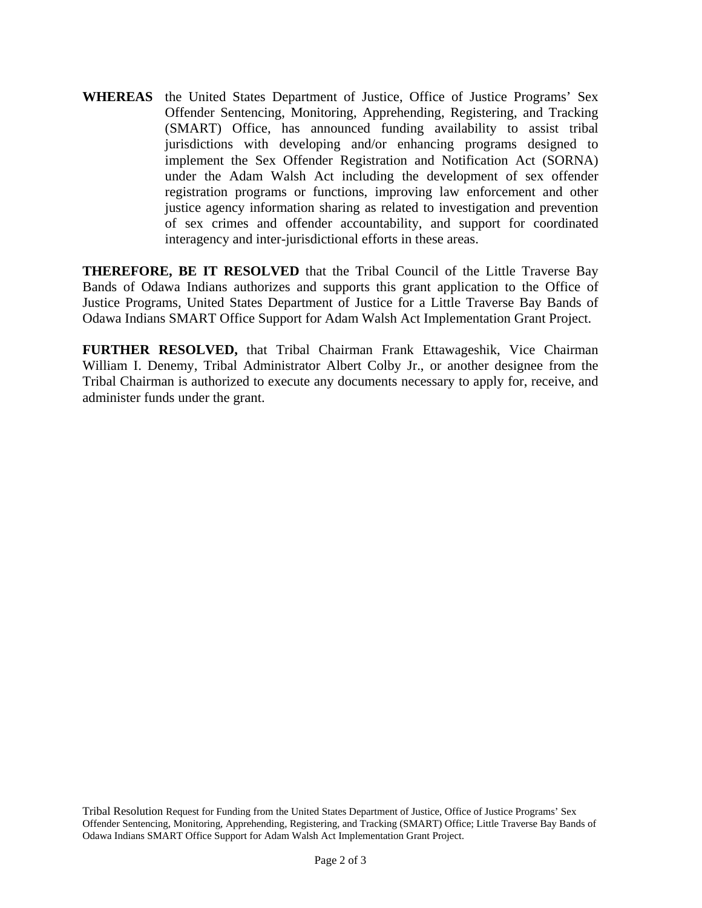**WHEREAS** the United States Department of Justice, Office of Justice Programs' Sex Offender Sentencing, Monitoring, Apprehending, Registering, and Tracking (SMART) Office, has announced funding availability to assist tribal jurisdictions with developing and/or enhancing programs designed to implement the Sex Offender Registration and Notification Act (SORNA) under the Adam Walsh Act including the development of sex offender registration programs or functions, improving law enforcement and other justice agency information sharing as related to investigation and prevention of sex crimes and offender accountability, and support for coordinated interagency and inter-jurisdictional efforts in these areas.

**THEREFORE, BE IT RESOLVED** that the Tribal Council of the Little Traverse Bay Bands of Odawa Indians authorizes and supports this grant application to the Office of Justice Programs, United States Department of Justice for a Little Traverse Bay Bands of Odawa Indians SMART Office Support for Adam Walsh Act Implementation Grant Project.

**FURTHER RESOLVED,** that Tribal Chairman Frank Ettawageshik, Vice Chairman William I. Denemy, Tribal Administrator Albert Colby Jr., or another designee from the Tribal Chairman is authorized to execute any documents necessary to apply for, receive, and administer funds under the grant.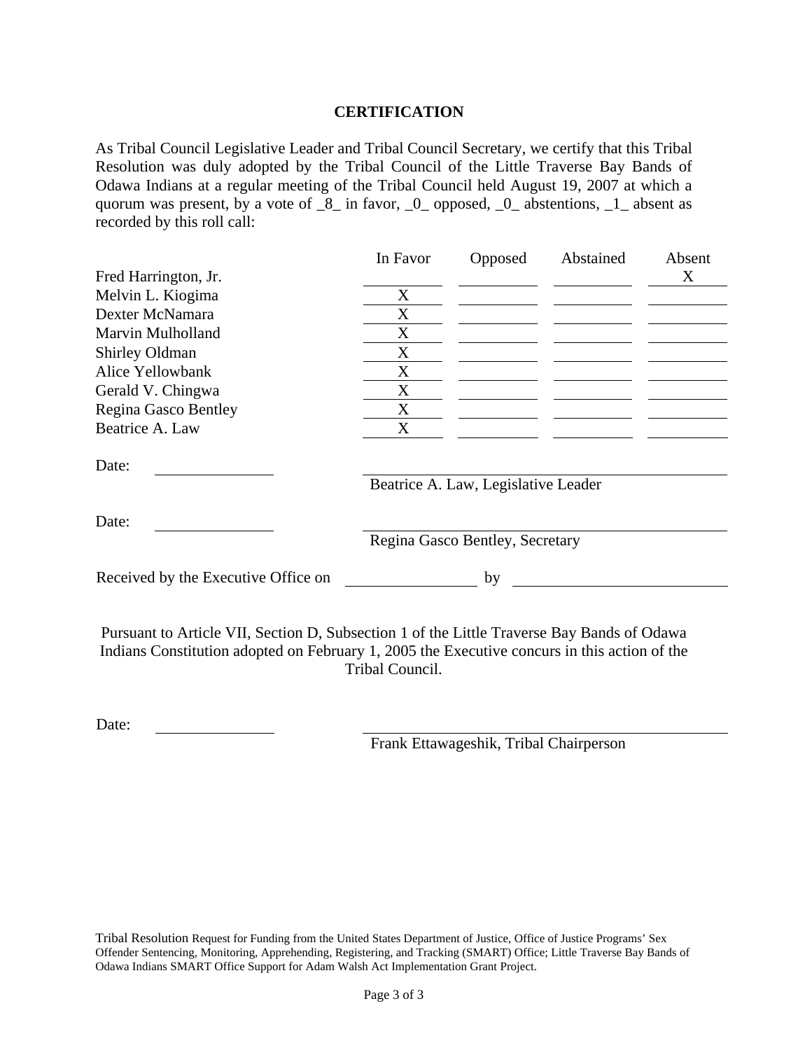## CERTIFICATION

As Tribal Council Legislative Leader and Tribal Council Secretary, we certify that this Tribal Resolution was duly adopted by the Tribal Council of the Little Traverse Bay Bands of Odawa Indians at a regular meeting of the Tribal Council held August 19, 2007 at which a quorum was present, by a vote of _8_ in favor, _0_ opposed, _0_ abstentions, _1_ absent as recorded by this roll call:

| | In Favor | Opposed | Abstained | Absent |
|---|---|---|---|---|
| Fred Harrington, Jr. | | | | X |
| Melvin L. Kiogima | X | | | |
| Dexter McNamara | X | | | |
| Marvin Mulholland | X | | | |
| Shirley Oldman | X | | | |
| Alice Yellowbank | X | | | |
| Gerald V. Chingwa | X | | | |
| Regina Gasco Bentley | X | | | |
| Beatrice A. Law | X | | | |

Date: ______________

Beatrice A. Law, Legislative Leader

Date: ______________

Regina Gasco Bentley, Secretary

Received by the Executive Office on ______________ by ______________________

Pursuant to Article VII, Section D, Subsection 1 of the Little Traverse Bay Bands of Odawa Indians Constitution adopted on February 1, 2005 the Executive concurs in this action of the Tribal Council.

Date: ______________

Frank Ettawageshik, Tribal Chairperson

Tribal Resolution Request for Funding from the United States Department of Justice, Office of Justice Programs' Sex Offender Sentencing, Monitoring, Apprehending, Registering, and Tracking (SMART) Office; Little Traverse Bay Bands of Odawa Indians SMART Office Support for Adam Walsh Act Implementation Grant Project.